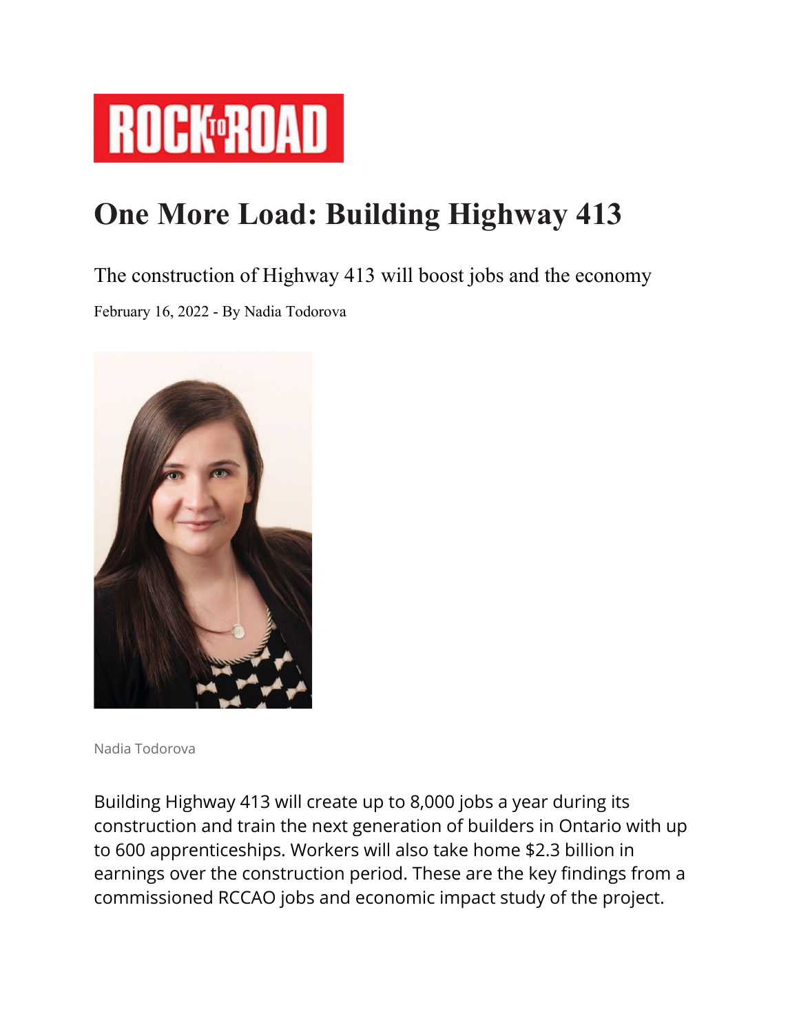ROCK TO ROAD

# One More Load: Building Highway 413

## The construction of Highway 413 will boost jobs and the economy

February 16, 2022 - By Nadia Todorova

Nadia Todorova

Building Highway 413 will create up to 8,000 jobs a year during its construction and train the next generation of builders in Ontario with up to 600 apprenticeships. Workers will also take home $2.3 billion in earnings over the construction period. These are the key findings from a commissioned RCCAO jobs and economic impact study of the project.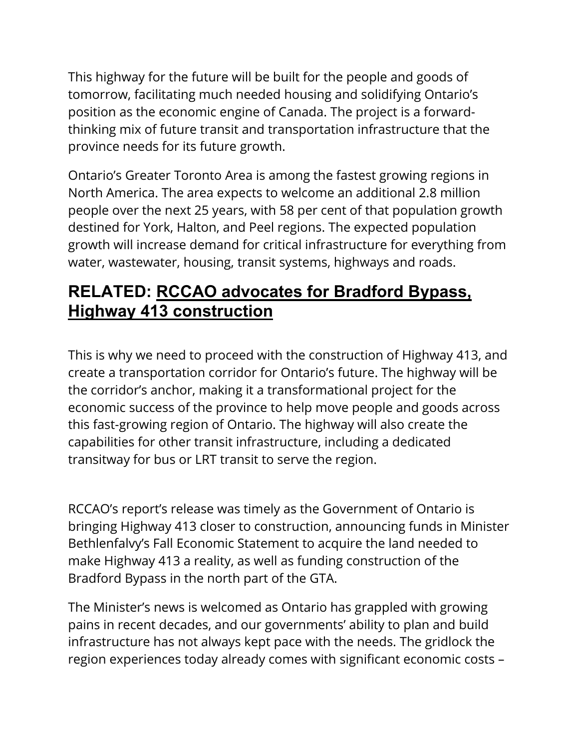This highway for the future will be built for the people and goods of tomorrow, facilitating much needed housing and solidifying Ontario's position as the economic engine of Canada. The project is a forward-thinking mix of future transit and transportation infrastructure that the province needs for its future growth.

Ontario's Greater Toronto Area is among the fastest growing regions in North America. The area expects to welcome an additional 2.8 million people over the next 25 years, with 58 per cent of that population growth destined for York, Halton, and Peel regions. The expected population growth will increase demand for critical infrastructure for everything from water, wastewater, housing, transit systems, highways and roads.

## RELATED: RCCAO advocates for Bradford Bypass, Highway 413 construction

This is why we need to proceed with the construction of Highway 413, and create a transportation corridor for Ontario's future. The highway will be the corridor's anchor, making it a transformational project for the economic success of the province to help move people and goods across this fast-growing region of Ontario. The highway will also create the capabilities for other transit infrastructure, including a dedicated transitway for bus or LRT transit to serve the region.

RCCAO's report's release was timely as the Government of Ontario is bringing Highway 413 closer to construction, announcing funds in Minister Bethlenfalvy's Fall Economic Statement to acquire the land needed to make Highway 413 a reality, as well as funding construction of the Bradford Bypass in the north part of the GTA.

The Minister's news is welcomed as Ontario has grappled with growing pains in recent decades, and our governments' ability to plan and build infrastructure has not always kept pace with the needs. The gridlock the region experiences today already comes with significant economic costs –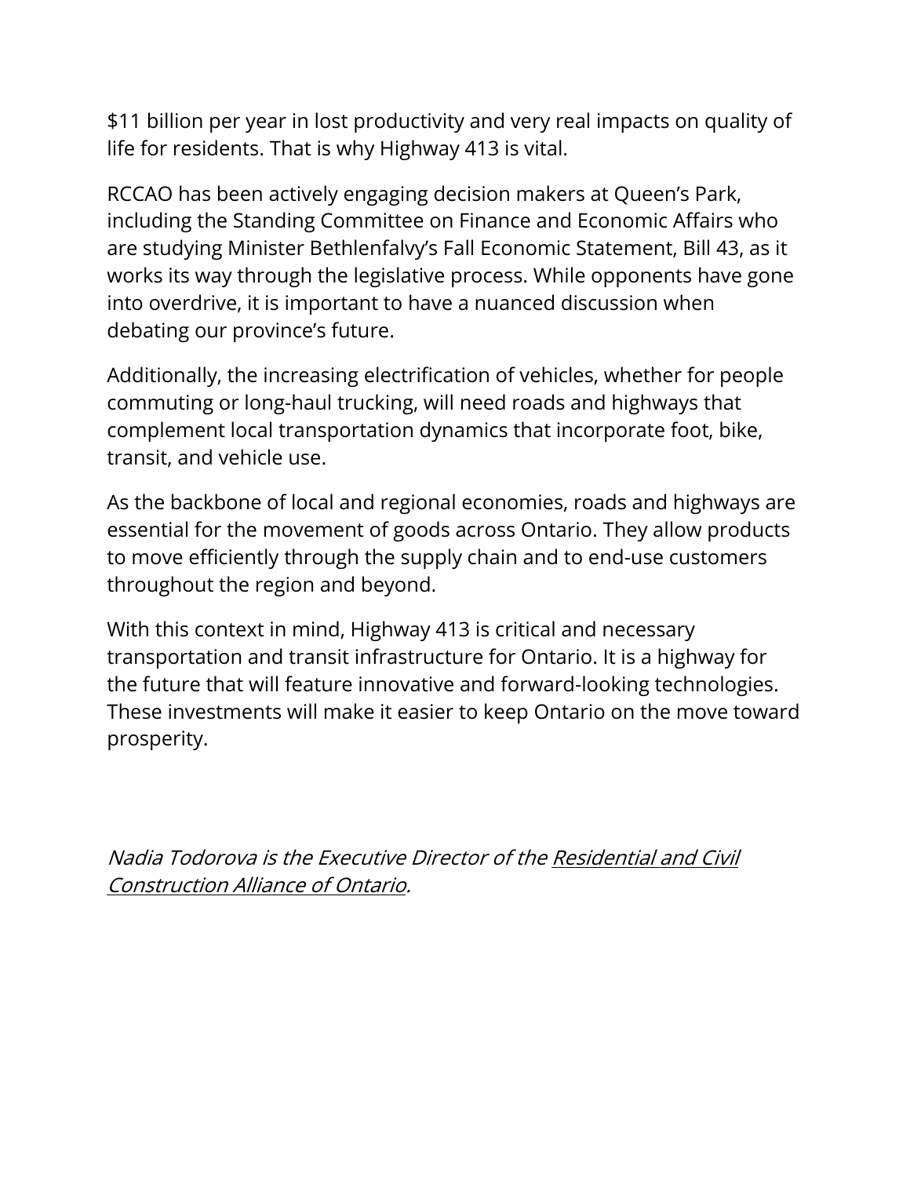$11 billion per year in lost productivity and very real impacts on quality of life for residents. That is why Highway 413 is vital.

RCCAO has been actively engaging decision makers at Queen's Park, including the Standing Committee on Finance and Economic Affairs who are studying Minister Bethlenfalvy's Fall Economic Statement, Bill 43, as it works its way through the legislative process. While opponents have gone into overdrive, it is important to have a nuanced discussion when debating our province's future.

Additionally, the increasing electrification of vehicles, whether for people commuting or long-haul trucking, will need roads and highways that complement local transportation dynamics that incorporate foot, bike, transit, and vehicle use.

As the backbone of local and regional economies, roads and highways are essential for the movement of goods across Ontario. They allow products to move efficiently through the supply chain and to end-use customers throughout the region and beyond.

With this context in mind, Highway 413 is critical and necessary transportation and transit infrastructure for Ontario. It is a highway for the future that will feature innovative and forward-looking technologies. These investments will make it easier to keep Ontario on the move toward prosperity.

*Nadia Todorova is the Executive Director of the Residential and Civil Construction Alliance of Ontario.*